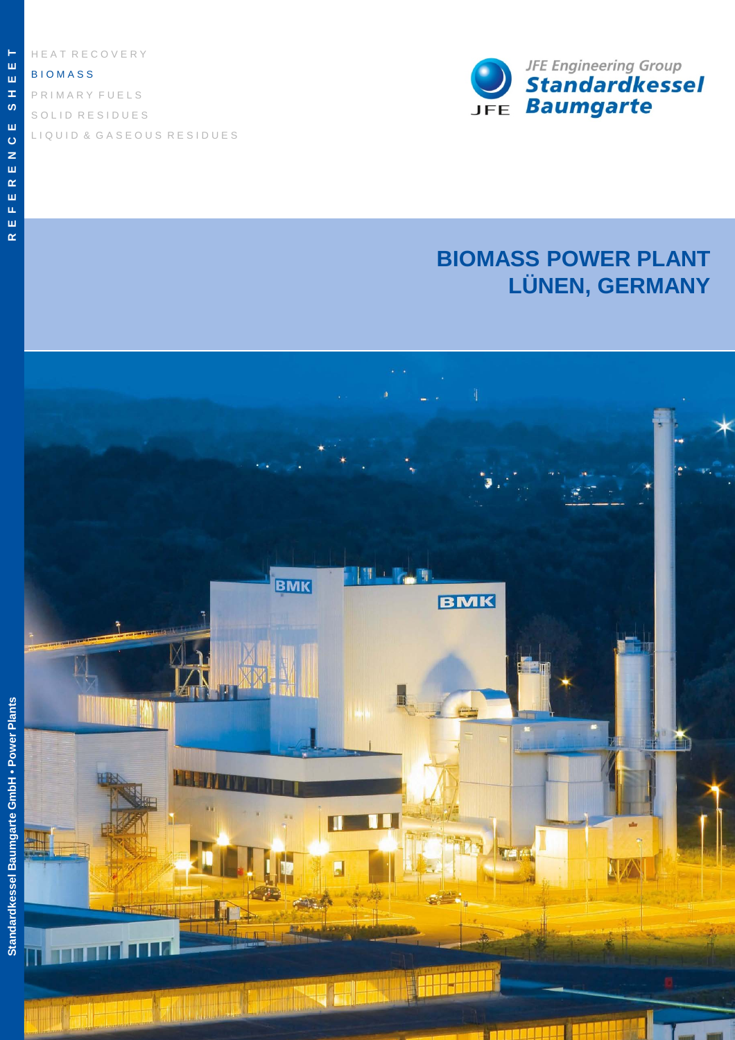REFERENCE SHEET

HEAT RECOVERY

BIOMASS

PRIMARY FUELS

SOLID RESIDUES

LIQUID & GASEOUS RESIDUES

JFE Engineering Group
Standardkessel Baumgarte

# BIOMASS POWER PLANT LÜNEN, GERMANY

Standardkessel Baumgarte GmbH • Power Plants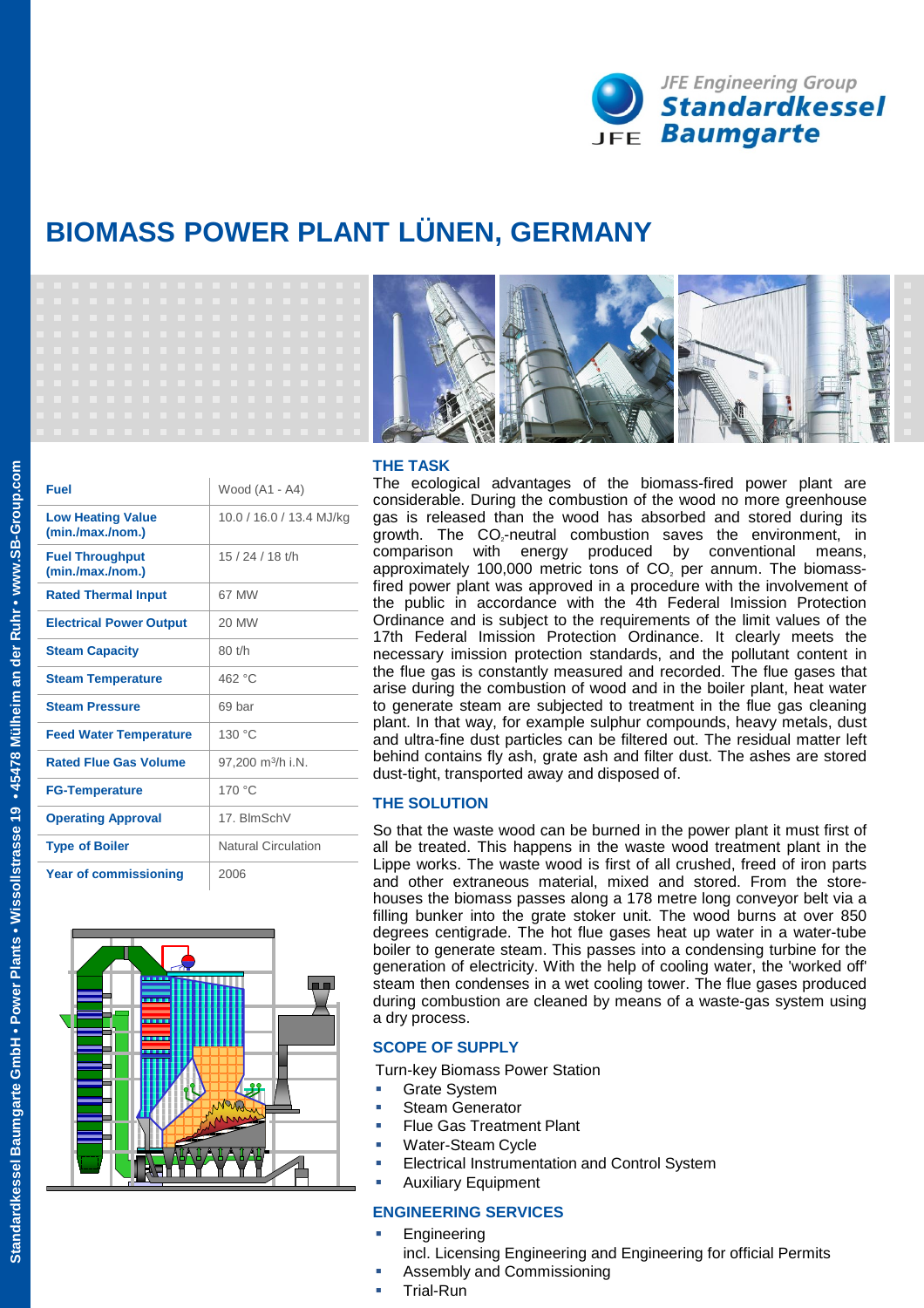# BIOMASS POWER PLANT LÜNEN, GERMANY

| | |
|---|---|
| **Fuel** | Wood (A1 - A4) |
| **Low Heating Value (min./max./nom.)** | 10.0 / 16.0 / 13.4 MJ/kg |
| **Fuel Throughput (min./max./nom.)** | 15 / 24 / 18 t/h |
| **Rated Thermal Input** | 67 MW |
| **Electrical Power Output** | 20 MW |
| **Steam Capacity** | 80 t/h |
| **Steam Temperature** | 462 °C |
| **Steam Pressure** | 69 bar |
| **Feed Water Temperature** | 130 °C |
| **Rated Flue Gas Volume** | 97,200 m³/h i.N. |
| **FG-Temperature** | 170 °C |
| **Operating Approval** | 17. BImSchV |
| **Type of Boiler** | Natural Circulation |
| **Year of commissioning** | 2006 |

## THE TASK

The ecological advantages of the biomass-fired power plant are considerable. During the combustion of the wood no more greenhouse gas is released than the wood has absorbed and stored during its growth. The $CO_2$-neutral combustion saves the environment, in comparison with energy produced by conventional means, approximately 100,000 metric tons of $CO_2$ per annum. The biomass-fired power plant was approved in a procedure with the involvement of the public in accordance with the 4th Federal Imission Protection Ordinance and is subject to the requirements of the limit values of the 17th Federal Imission Protection Ordinance. It clearly meets the necessary imission protection standards, and the pollutant content in the flue gas is constantly measured and recorded. The flue gases that arise during the combustion of wood and in the boiler plant, heat water to generate steam are subjected to treatment in the flue gas cleaning plant. In that way, for example sulphur compounds, heavy metals, dust and ultra-fine dust particles can be filtered out. The residual matter left behind contains fly ash, grate ash and filter dust. The ashes are stored dust-tight, transported away and disposed of.

## THE SOLUTION

So that the waste wood can be burned in the power plant it must first of all be treated. This happens in the waste wood treatment plant in the Lippe works. The waste wood is first of all crushed, freed of iron parts and other extraneous material, mixed and stored. From the store-houses the biomass passes along a 178 metre long conveyor belt via a filling bunker into the grate stoker unit. The wood burns at over 850 degrees centigrade. The hot flue gases heat up water in a water-tube boiler to generate steam. This passes into a condensing turbine for the generation of electricity. With the help of cooling water, the 'worked off' steam then condenses in a wet cooling tower. The flue gases produced during combustion are cleaned by means of a waste-gas system using a dry process.

## SCOPE OF SUPPLY

Turn-key Biomass Power Station

- Grate System
- Steam Generator
- Flue Gas Treatment Plant
- Water-Steam Cycle
- Electrical Instrumentation and Control System
- Auxiliary Equipment

## ENGINEERING SERVICES

- Engineering
  incl. Licensing Engineering and Engineering for official Permits
- Assembly and Commissioning
- Trial-Run